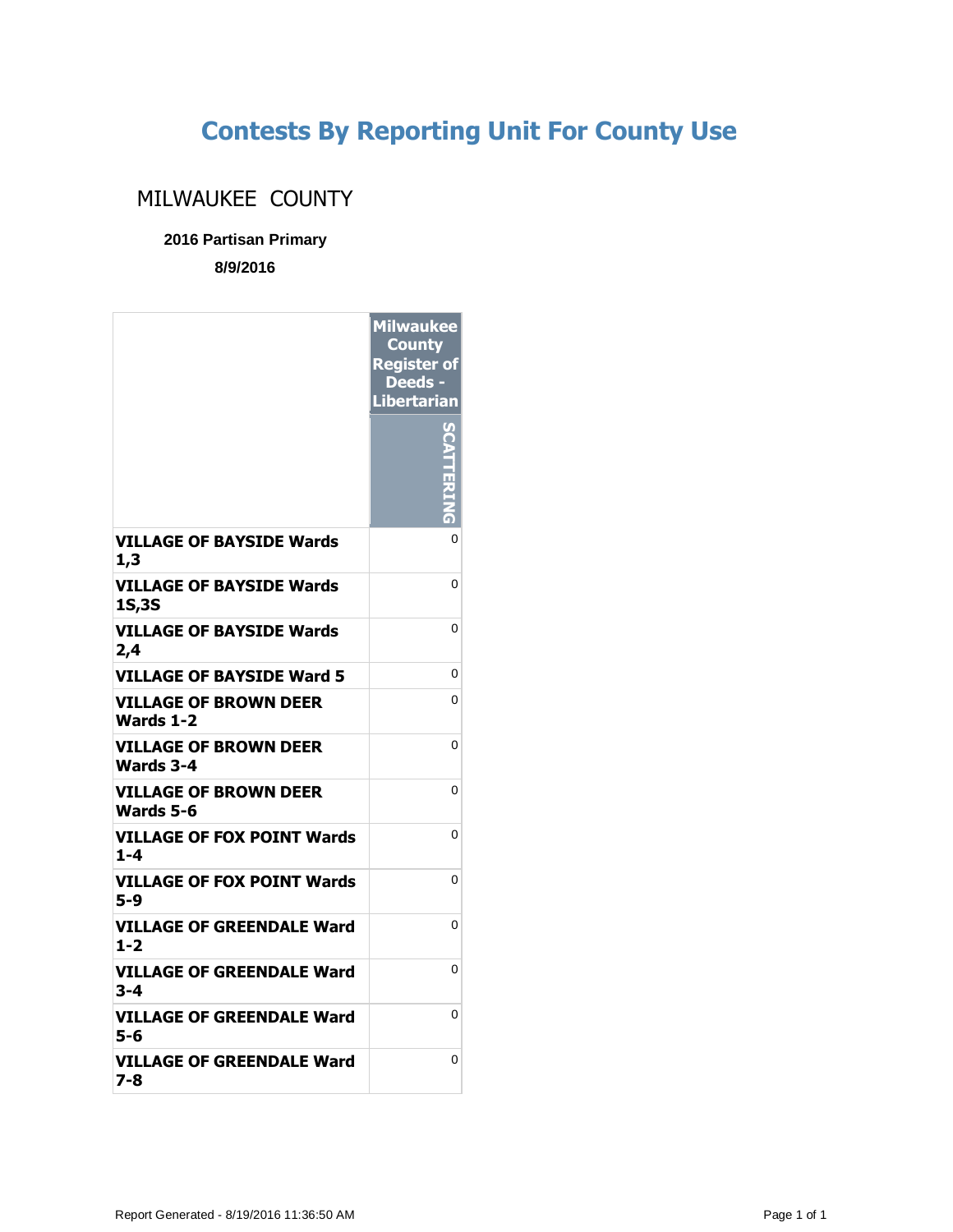# Contests By Reporting Unit For County Use

## MILWAUKEE COUNTY

**2016 Partisan Primary**

**8/9/2016**

| | Milwaukee County Register of Deeds - Libertarian |
|---|---|
| | SCATTERING |
| **VILLAGE OF BAYSIDE Wards 1,3** | 0 |
| **VILLAGE OF BAYSIDE Wards 1S,3S** | 0 |
| **VILLAGE OF BAYSIDE Wards 2,4** | 0 |
| **VILLAGE OF BAYSIDE Ward 5** | 0 |
| **VILLAGE OF BROWN DEER Wards 1-2** | 0 |
| **VILLAGE OF BROWN DEER Wards 3-4** | 0 |
| **VILLAGE OF BROWN DEER Wards 5-6** | 0 |
| **VILLAGE OF FOX POINT Wards 1-4** | 0 |
| **VILLAGE OF FOX POINT Wards 5-9** | 0 |
| **VILLAGE OF GREENDALE Ward 1-2** | 0 |
| **VILLAGE OF GREENDALE Ward 3-4** | 0 |
| **VILLAGE OF GREENDALE Ward 5-6** | 0 |
| **VILLAGE OF GREENDALE Ward 7-8** | 0 |

Report Generated - 8/19/2016 11:36:50 AM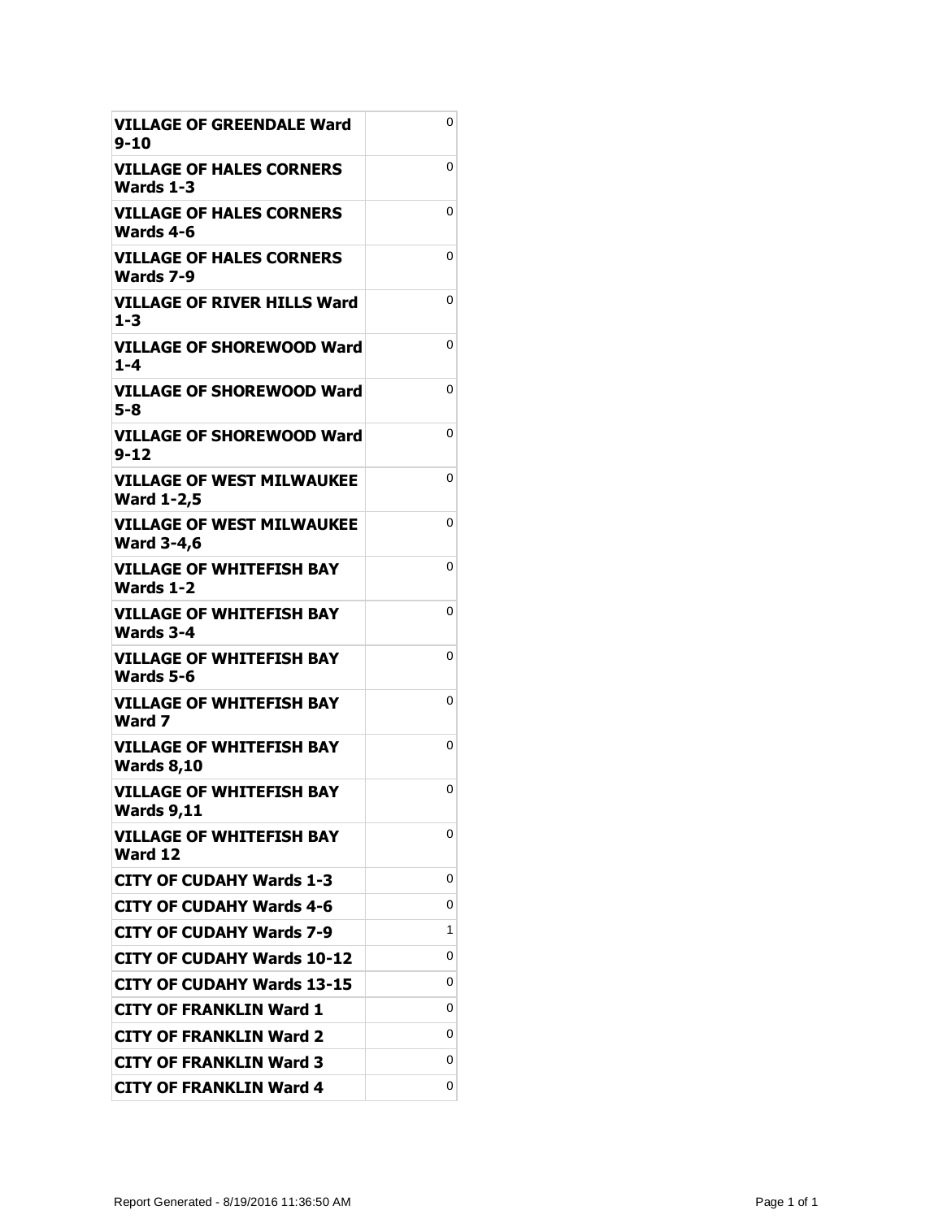| | |
|---|---|
| **VILLAGE OF GREENDALE Ward 9-10** | 0 |
| **VILLAGE OF HALES CORNERS Wards 1-3** | 0 |
| **VILLAGE OF HALES CORNERS Wards 4-6** | 0 |
| **VILLAGE OF HALES CORNERS Wards 7-9** | 0 |
| **VILLAGE OF RIVER HILLS Ward 1-3** | 0 |
| **VILLAGE OF SHOREWOOD Ward 1-4** | 0 |
| **VILLAGE OF SHOREWOOD Ward 5-8** | 0 |
| **VILLAGE OF SHOREWOOD Ward 9-12** | 0 |
| **VILLAGE OF WEST MILWAUKEE Ward 1-2,5** | 0 |
| **VILLAGE OF WEST MILWAUKEE Ward 3-4,6** | 0 |
| **VILLAGE OF WHITEFISH BAY Wards 1-2** | 0 |
| **VILLAGE OF WHITEFISH BAY Wards 3-4** | 0 |
| **VILLAGE OF WHITEFISH BAY Wards 5-6** | 0 |
| **VILLAGE OF WHITEFISH BAY Ward 7** | 0 |
| **VILLAGE OF WHITEFISH BAY Wards 8,10** | 0 |
| **VILLAGE OF WHITEFISH BAY Wards 9,11** | 0 |
| **VILLAGE OF WHITEFISH BAY Ward 12** | 0 |
| **CITY OF CUDAHY Wards 1-3** | 0 |
| **CITY OF CUDAHY Wards 4-6** | 0 |
| **CITY OF CUDAHY Wards 7-9** | 1 |
| **CITY OF CUDAHY Wards 10-12** | 0 |
| **CITY OF CUDAHY Wards 13-15** | 0 |
| **CITY OF FRANKLIN Ward 1** | 0 |
| **CITY OF FRANKLIN Ward 2** | 0 |
| **CITY OF FRANKLIN Ward 3** | 0 |
| **CITY OF FRANKLIN Ward 4** | 0 |

Report Generated - 8/19/2016 11:36:50 AM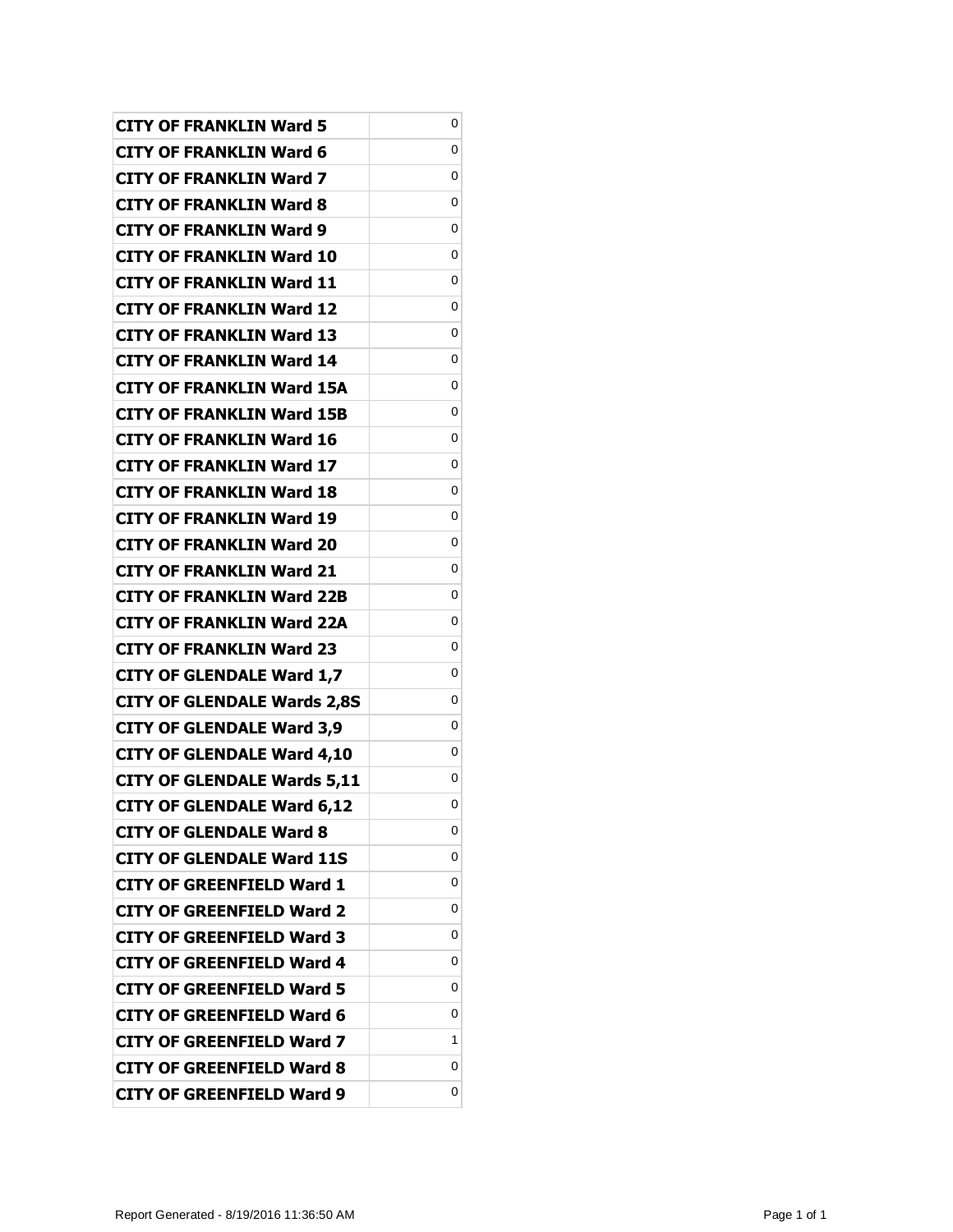| | |
|---|---|
| **CITY OF FRANKLIN Ward 5** | 0 |
| **CITY OF FRANKLIN Ward 6** | 0 |
| **CITY OF FRANKLIN Ward 7** | 0 |
| **CITY OF FRANKLIN Ward 8** | 0 |
| **CITY OF FRANKLIN Ward 9** | 0 |
| **CITY OF FRANKLIN Ward 10** | 0 |
| **CITY OF FRANKLIN Ward 11** | 0 |
| **CITY OF FRANKLIN Ward 12** | 0 |
| **CITY OF FRANKLIN Ward 13** | 0 |
| **CITY OF FRANKLIN Ward 14** | 0 |
| **CITY OF FRANKLIN Ward 15A** | 0 |
| **CITY OF FRANKLIN Ward 15B** | 0 |
| **CITY OF FRANKLIN Ward 16** | 0 |
| **CITY OF FRANKLIN Ward 17** | 0 |
| **CITY OF FRANKLIN Ward 18** | 0 |
| **CITY OF FRANKLIN Ward 19** | 0 |
| **CITY OF FRANKLIN Ward 20** | 0 |
| **CITY OF FRANKLIN Ward 21** | 0 |
| **CITY OF FRANKLIN Ward 22B** | 0 |
| **CITY OF FRANKLIN Ward 22A** | 0 |
| **CITY OF FRANKLIN Ward 23** | 0 |
| **CITY OF GLENDALE Ward 1,7** | 0 |
| **CITY OF GLENDALE Wards 2,8S** | 0 |
| **CITY OF GLENDALE Ward 3,9** | 0 |
| **CITY OF GLENDALE Ward 4,10** | 0 |
| **CITY OF GLENDALE Wards 5,11** | 0 |
| **CITY OF GLENDALE Ward 6,12** | 0 |
| **CITY OF GLENDALE Ward 8** | 0 |
| **CITY OF GLENDALE Ward 11S** | 0 |
| **CITY OF GREENFIELD Ward 1** | 0 |
| **CITY OF GREENFIELD Ward 2** | 0 |
| **CITY OF GREENFIELD Ward 3** | 0 |
| **CITY OF GREENFIELD Ward 4** | 0 |
| **CITY OF GREENFIELD Ward 5** | 0 |
| **CITY OF GREENFIELD Ward 6** | 0 |
| **CITY OF GREENFIELD Ward 7** | 1 |
| **CITY OF GREENFIELD Ward 8** | 0 |
| **CITY OF GREENFIELD Ward 9** | 0 |

Report Generated - 8/19/2016 11:36:50 AM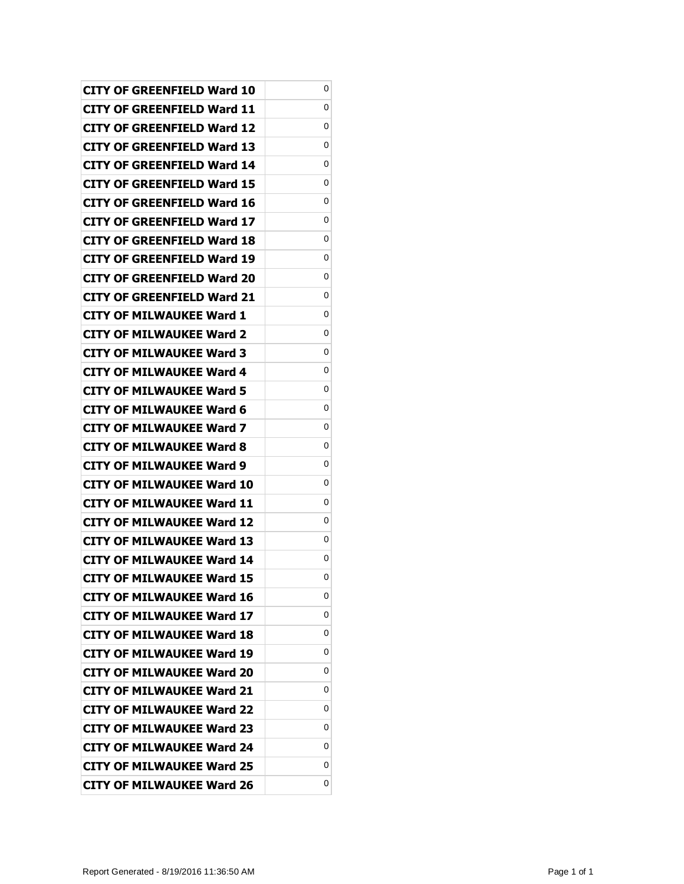| | |
|---|---|
| **CITY OF GREENFIELD Ward 10** | 0 |
| **CITY OF GREENFIELD Ward 11** | 0 |
| **CITY OF GREENFIELD Ward 12** | 0 |
| **CITY OF GREENFIELD Ward 13** | 0 |
| **CITY OF GREENFIELD Ward 14** | 0 |
| **CITY OF GREENFIELD Ward 15** | 0 |
| **CITY OF GREENFIELD Ward 16** | 0 |
| **CITY OF GREENFIELD Ward 17** | 0 |
| **CITY OF GREENFIELD Ward 18** | 0 |
| **CITY OF GREENFIELD Ward 19** | 0 |
| **CITY OF GREENFIELD Ward 20** | 0 |
| **CITY OF GREENFIELD Ward 21** | 0 |
| **CITY OF MILWAUKEE Ward 1** | 0 |
| **CITY OF MILWAUKEE Ward 2** | 0 |
| **CITY OF MILWAUKEE Ward 3** | 0 |
| **CITY OF MILWAUKEE Ward 4** | 0 |
| **CITY OF MILWAUKEE Ward 5** | 0 |
| **CITY OF MILWAUKEE Ward 6** | 0 |
| **CITY OF MILWAUKEE Ward 7** | 0 |
| **CITY OF MILWAUKEE Ward 8** | 0 |
| **CITY OF MILWAUKEE Ward 9** | 0 |
| **CITY OF MILWAUKEE Ward 10** | 0 |
| **CITY OF MILWAUKEE Ward 11** | 0 |
| **CITY OF MILWAUKEE Ward 12** | 0 |
| **CITY OF MILWAUKEE Ward 13** | 0 |
| **CITY OF MILWAUKEE Ward 14** | 0 |
| **CITY OF MILWAUKEE Ward 15** | 0 |
| **CITY OF MILWAUKEE Ward 16** | 0 |
| **CITY OF MILWAUKEE Ward 17** | 0 |
| **CITY OF MILWAUKEE Ward 18** | 0 |
| **CITY OF MILWAUKEE Ward 19** | 0 |
| **CITY OF MILWAUKEE Ward 20** | 0 |
| **CITY OF MILWAUKEE Ward 21** | 0 |
| **CITY OF MILWAUKEE Ward 22** | 0 |
| **CITY OF MILWAUKEE Ward 23** | 0 |
| **CITY OF MILWAUKEE Ward 24** | 0 |
| **CITY OF MILWAUKEE Ward 25** | 0 |
| **CITY OF MILWAUKEE Ward 26** | 0 |

Report Generated - 8/19/2016 11:36:50 AM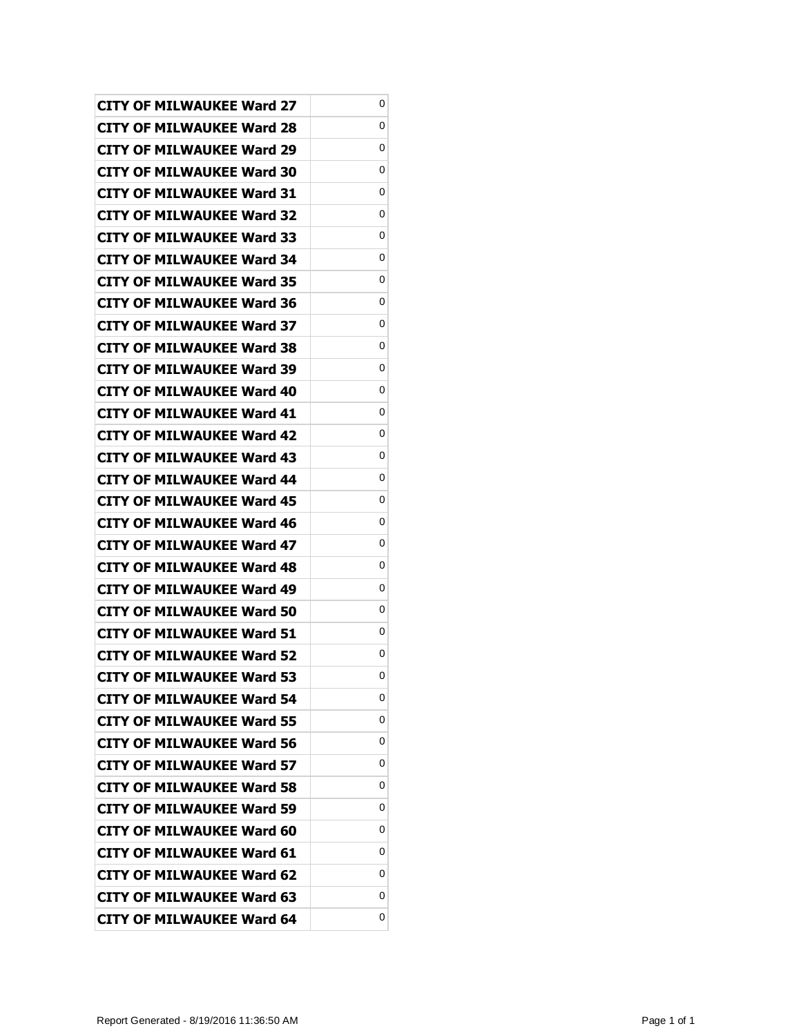| | |
|---|---|
| CITY OF MILWAUKEE Ward 27 | 0 |
| CITY OF MILWAUKEE Ward 28 | 0 |
| CITY OF MILWAUKEE Ward 29 | 0 |
| CITY OF MILWAUKEE Ward 30 | 0 |
| CITY OF MILWAUKEE Ward 31 | 0 |
| CITY OF MILWAUKEE Ward 32 | 0 |
| CITY OF MILWAUKEE Ward 33 | 0 |
| CITY OF MILWAUKEE Ward 34 | 0 |
| CITY OF MILWAUKEE Ward 35 | 0 |
| CITY OF MILWAUKEE Ward 36 | 0 |
| CITY OF MILWAUKEE Ward 37 | 0 |
| CITY OF MILWAUKEE Ward 38 | 0 |
| CITY OF MILWAUKEE Ward 39 | 0 |
| CITY OF MILWAUKEE Ward 40 | 0 |
| CITY OF MILWAUKEE Ward 41 | 0 |
| CITY OF MILWAUKEE Ward 42 | 0 |
| CITY OF MILWAUKEE Ward 43 | 0 |
| CITY OF MILWAUKEE Ward 44 | 0 |
| CITY OF MILWAUKEE Ward 45 | 0 |
| CITY OF MILWAUKEE Ward 46 | 0 |
| CITY OF MILWAUKEE Ward 47 | 0 |
| CITY OF MILWAUKEE Ward 48 | 0 |
| CITY OF MILWAUKEE Ward 49 | 0 |
| CITY OF MILWAUKEE Ward 50 | 0 |
| CITY OF MILWAUKEE Ward 51 | 0 |
| CITY OF MILWAUKEE Ward 52 | 0 |
| CITY OF MILWAUKEE Ward 53 | 0 |
| CITY OF MILWAUKEE Ward 54 | 0 |
| CITY OF MILWAUKEE Ward 55 | 0 |
| CITY OF MILWAUKEE Ward 56 | 0 |
| CITY OF MILWAUKEE Ward 57 | 0 |
| CITY OF MILWAUKEE Ward 58 | 0 |
| CITY OF MILWAUKEE Ward 59 | 0 |
| CITY OF MILWAUKEE Ward 60 | 0 |
| CITY OF MILWAUKEE Ward 61 | 0 |
| CITY OF MILWAUKEE Ward 62 | 0 |
| CITY OF MILWAUKEE Ward 63 | 0 |
| CITY OF MILWAUKEE Ward 64 | 0 |

Report Generated - 8/19/2016 11:36:50 AM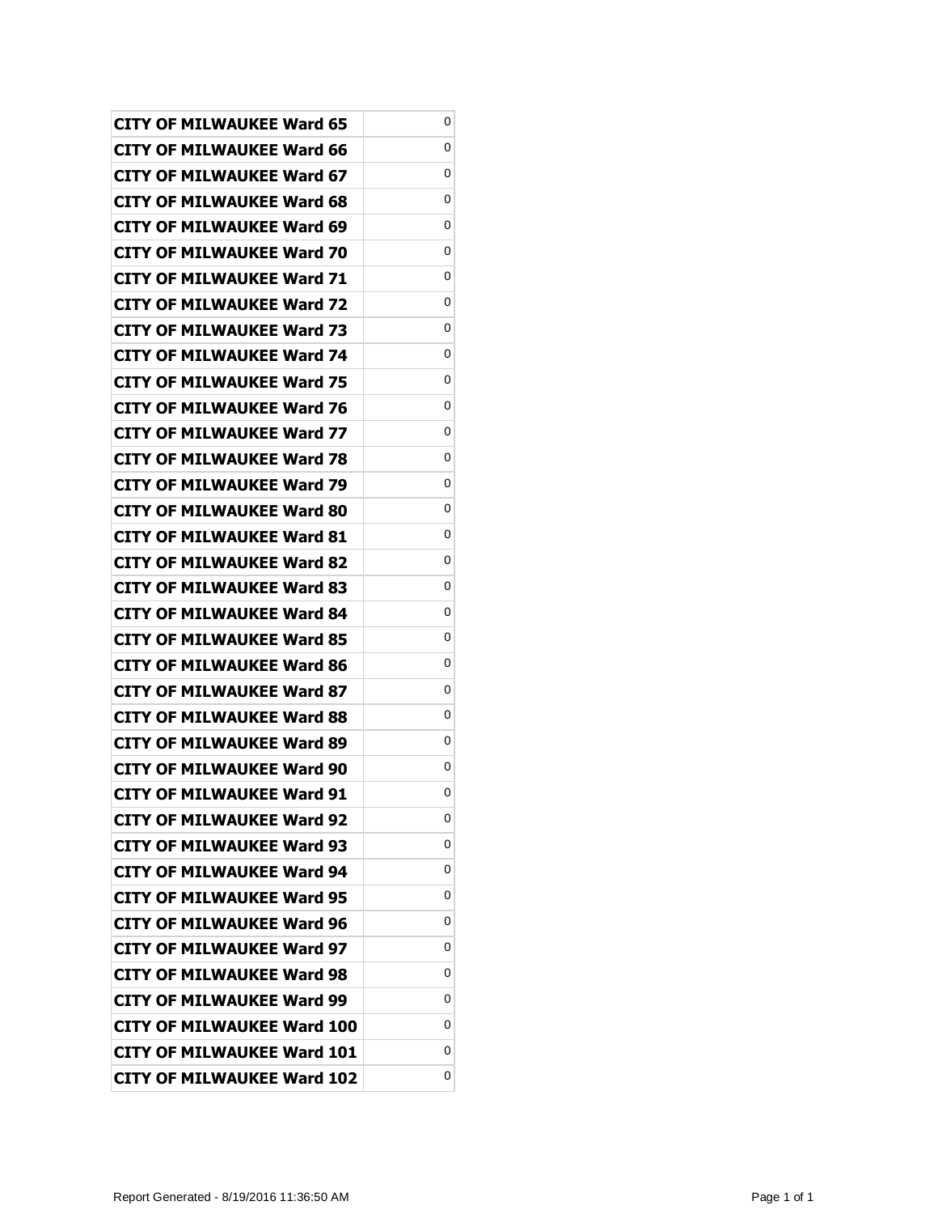| | |
|---|---|
| **CITY OF MILWAUKEE Ward 65** | 0 |
| **CITY OF MILWAUKEE Ward 66** | 0 |
| **CITY OF MILWAUKEE Ward 67** | 0 |
| **CITY OF MILWAUKEE Ward 68** | 0 |
| **CITY OF MILWAUKEE Ward 69** | 0 |
| **CITY OF MILWAUKEE Ward 70** | 0 |
| **CITY OF MILWAUKEE Ward 71** | 0 |
| **CITY OF MILWAUKEE Ward 72** | 0 |
| **CITY OF MILWAUKEE Ward 73** | 0 |
| **CITY OF MILWAUKEE Ward 74** | 0 |
| **CITY OF MILWAUKEE Ward 75** | 0 |
| **CITY OF MILWAUKEE Ward 76** | 0 |
| **CITY OF MILWAUKEE Ward 77** | 0 |
| **CITY OF MILWAUKEE Ward 78** | 0 |
| **CITY OF MILWAUKEE Ward 79** | 0 |
| **CITY OF MILWAUKEE Ward 80** | 0 |
| **CITY OF MILWAUKEE Ward 81** | 0 |
| **CITY OF MILWAUKEE Ward 82** | 0 |
| **CITY OF MILWAUKEE Ward 83** | 0 |
| **CITY OF MILWAUKEE Ward 84** | 0 |
| **CITY OF MILWAUKEE Ward 85** | 0 |
| **CITY OF MILWAUKEE Ward 86** | 0 |
| **CITY OF MILWAUKEE Ward 87** | 0 |
| **CITY OF MILWAUKEE Ward 88** | 0 |
| **CITY OF MILWAUKEE Ward 89** | 0 |
| **CITY OF MILWAUKEE Ward 90** | 0 |
| **CITY OF MILWAUKEE Ward 91** | 0 |
| **CITY OF MILWAUKEE Ward 92** | 0 |
| **CITY OF MILWAUKEE Ward 93** | 0 |
| **CITY OF MILWAUKEE Ward 94** | 0 |
| **CITY OF MILWAUKEE Ward 95** | 0 |
| **CITY OF MILWAUKEE Ward 96** | 0 |
| **CITY OF MILWAUKEE Ward 97** | 0 |
| **CITY OF MILWAUKEE Ward 98** | 0 |
| **CITY OF MILWAUKEE Ward 99** | 0 |
| **CITY OF MILWAUKEE Ward 100** | 0 |
| **CITY OF MILWAUKEE Ward 101** | 0 |
| **CITY OF MILWAUKEE Ward 102** | 0 |

Report Generated - 8/19/2016 11:36:50 AM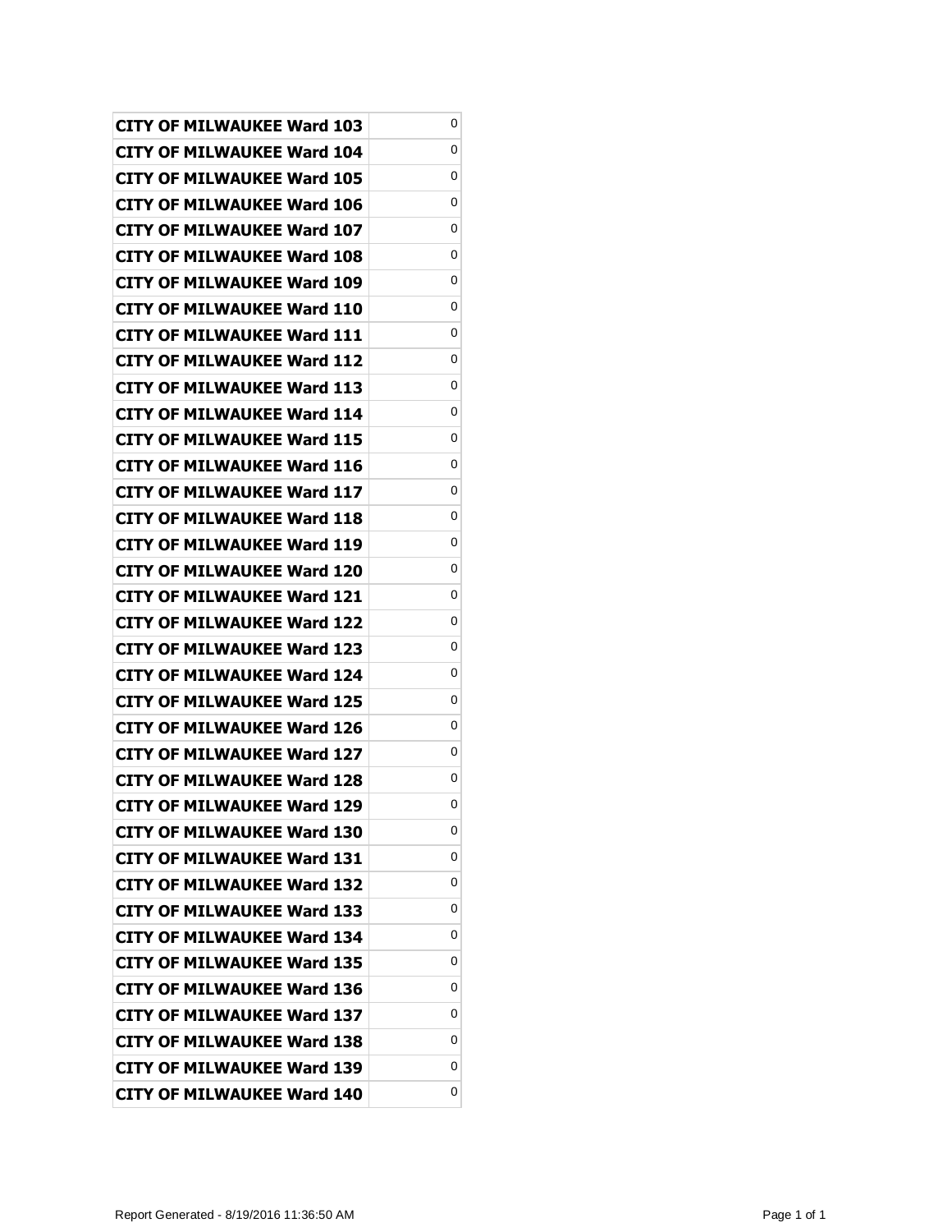| | |
|---|---|
| **CITY OF MILWAUKEE Ward 103** | 0 |
| **CITY OF MILWAUKEE Ward 104** | 0 |
| **CITY OF MILWAUKEE Ward 105** | 0 |
| **CITY OF MILWAUKEE Ward 106** | 0 |
| **CITY OF MILWAUKEE Ward 107** | 0 |
| **CITY OF MILWAUKEE Ward 108** | 0 |
| **CITY OF MILWAUKEE Ward 109** | 0 |
| **CITY OF MILWAUKEE Ward 110** | 0 |
| **CITY OF MILWAUKEE Ward 111** | 0 |
| **CITY OF MILWAUKEE Ward 112** | 0 |
| **CITY OF MILWAUKEE Ward 113** | 0 |
| **CITY OF MILWAUKEE Ward 114** | 0 |
| **CITY OF MILWAUKEE Ward 115** | 0 |
| **CITY OF MILWAUKEE Ward 116** | 0 |
| **CITY OF MILWAUKEE Ward 117** | 0 |
| **CITY OF MILWAUKEE Ward 118** | 0 |
| **CITY OF MILWAUKEE Ward 119** | 0 |
| **CITY OF MILWAUKEE Ward 120** | 0 |
| **CITY OF MILWAUKEE Ward 121** | 0 |
| **CITY OF MILWAUKEE Ward 122** | 0 |
| **CITY OF MILWAUKEE Ward 123** | 0 |
| **CITY OF MILWAUKEE Ward 124** | 0 |
| **CITY OF MILWAUKEE Ward 125** | 0 |
| **CITY OF MILWAUKEE Ward 126** | 0 |
| **CITY OF MILWAUKEE Ward 127** | 0 |
| **CITY OF MILWAUKEE Ward 128** | 0 |
| **CITY OF MILWAUKEE Ward 129** | 0 |
| **CITY OF MILWAUKEE Ward 130** | 0 |
| **CITY OF MILWAUKEE Ward 131** | 0 |
| **CITY OF MILWAUKEE Ward 132** | 0 |
| **CITY OF MILWAUKEE Ward 133** | 0 |
| **CITY OF MILWAUKEE Ward 134** | 0 |
| **CITY OF MILWAUKEE Ward 135** | 0 |
| **CITY OF MILWAUKEE Ward 136** | 0 |
| **CITY OF MILWAUKEE Ward 137** | 0 |
| **CITY OF MILWAUKEE Ward 138** | 0 |
| **CITY OF MILWAUKEE Ward 139** | 0 |
| **CITY OF MILWAUKEE Ward 140** | 0 |

Report Generated - 8/19/2016 11:36:50 AM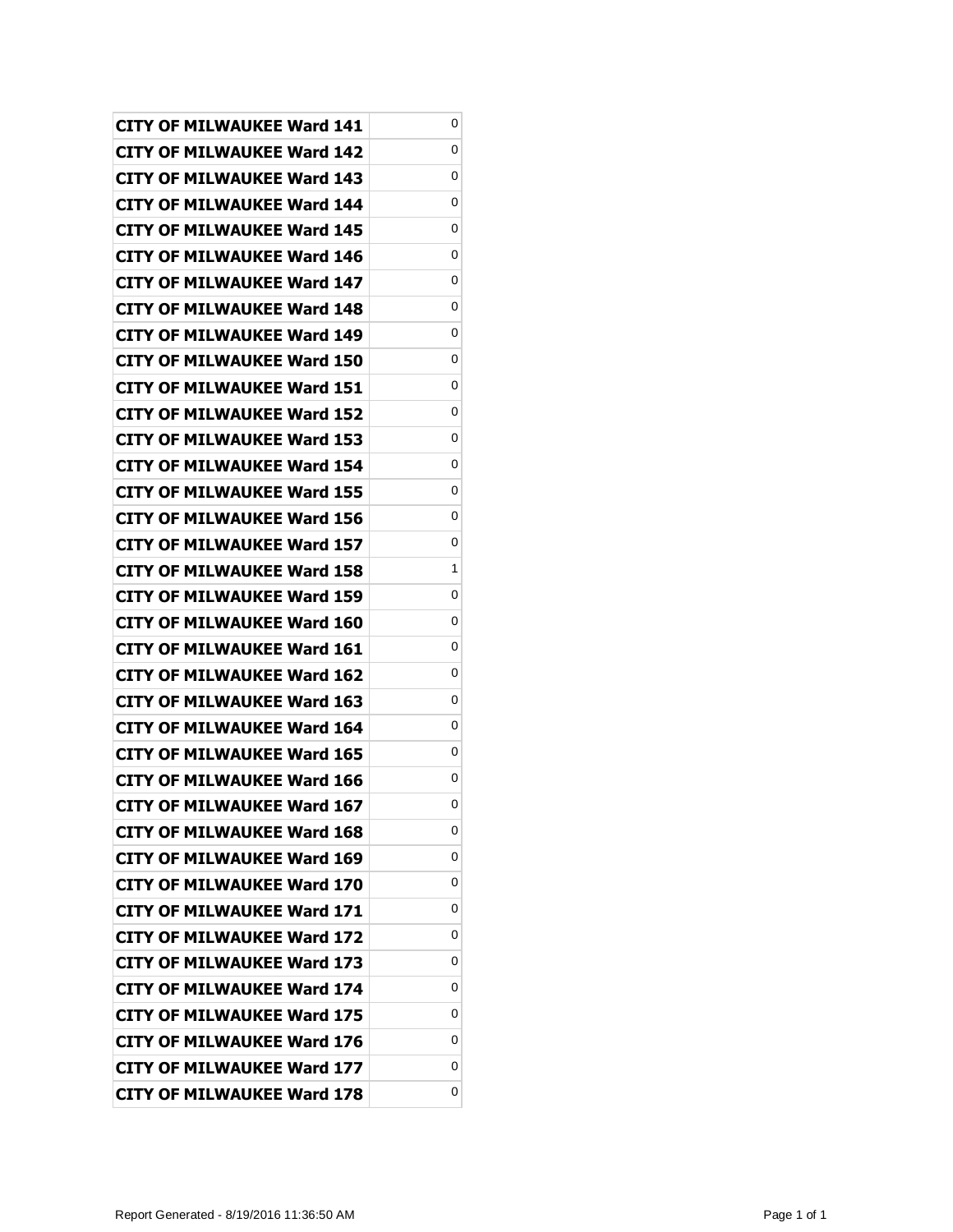| | |
|---|---|
| **CITY OF MILWAUKEE Ward 141** | 0 |
| **CITY OF MILWAUKEE Ward 142** | 0 |
| **CITY OF MILWAUKEE Ward 143** | 0 |
| **CITY OF MILWAUKEE Ward 144** | 0 |
| **CITY OF MILWAUKEE Ward 145** | 0 |
| **CITY OF MILWAUKEE Ward 146** | 0 |
| **CITY OF MILWAUKEE Ward 147** | 0 |
| **CITY OF MILWAUKEE Ward 148** | 0 |
| **CITY OF MILWAUKEE Ward 149** | 0 |
| **CITY OF MILWAUKEE Ward 150** | 0 |
| **CITY OF MILWAUKEE Ward 151** | 0 |
| **CITY OF MILWAUKEE Ward 152** | 0 |
| **CITY OF MILWAUKEE Ward 153** | 0 |
| **CITY OF MILWAUKEE Ward 154** | 0 |
| **CITY OF MILWAUKEE Ward 155** | 0 |
| **CITY OF MILWAUKEE Ward 156** | 0 |
| **CITY OF MILWAUKEE Ward 157** | 0 |
| **CITY OF MILWAUKEE Ward 158** | 1 |
| **CITY OF MILWAUKEE Ward 159** | 0 |
| **CITY OF MILWAUKEE Ward 160** | 0 |
| **CITY OF MILWAUKEE Ward 161** | 0 |
| **CITY OF MILWAUKEE Ward 162** | 0 |
| **CITY OF MILWAUKEE Ward 163** | 0 |
| **CITY OF MILWAUKEE Ward 164** | 0 |
| **CITY OF MILWAUKEE Ward 165** | 0 |
| **CITY OF MILWAUKEE Ward 166** | 0 |
| **CITY OF MILWAUKEE Ward 167** | 0 |
| **CITY OF MILWAUKEE Ward 168** | 0 |
| **CITY OF MILWAUKEE Ward 169** | 0 |
| **CITY OF MILWAUKEE Ward 170** | 0 |
| **CITY OF MILWAUKEE Ward 171** | 0 |
| **CITY OF MILWAUKEE Ward 172** | 0 |
| **CITY OF MILWAUKEE Ward 173** | 0 |
| **CITY OF MILWAUKEE Ward 174** | 0 |
| **CITY OF MILWAUKEE Ward 175** | 0 |
| **CITY OF MILWAUKEE Ward 176** | 0 |
| **CITY OF MILWAUKEE Ward 177** | 0 |
| **CITY OF MILWAUKEE Ward 178** | 0 |

Report Generated - 8/19/2016 11:36:50 AM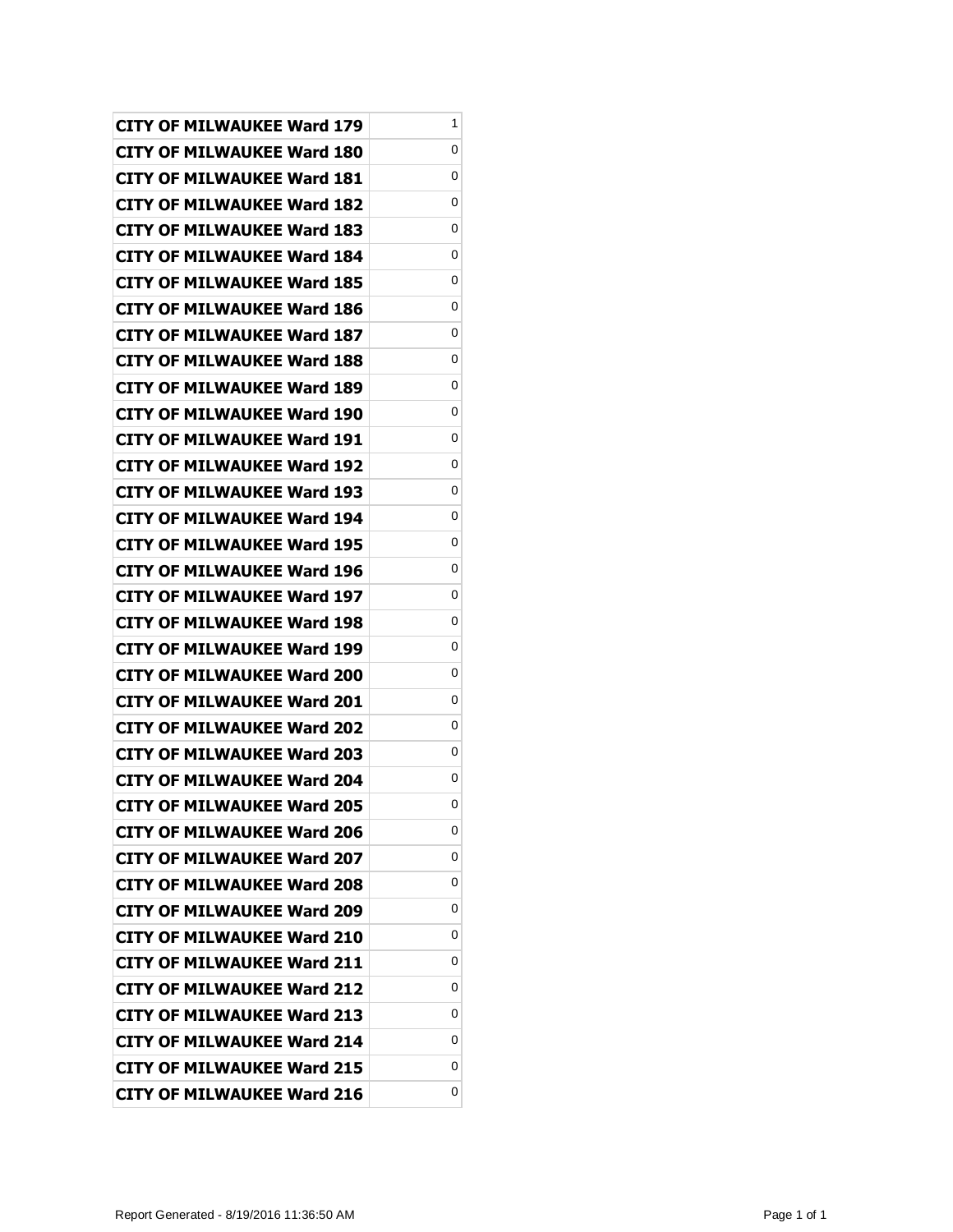| | |
|---|---|
| CITY OF MILWAUKEE Ward 179 | 1 |
| CITY OF MILWAUKEE Ward 180 | 0 |
| CITY OF MILWAUKEE Ward 181 | 0 |
| CITY OF MILWAUKEE Ward 182 | 0 |
| CITY OF MILWAUKEE Ward 183 | 0 |
| CITY OF MILWAUKEE Ward 184 | 0 |
| CITY OF MILWAUKEE Ward 185 | 0 |
| CITY OF MILWAUKEE Ward 186 | 0 |
| CITY OF MILWAUKEE Ward 187 | 0 |
| CITY OF MILWAUKEE Ward 188 | 0 |
| CITY OF MILWAUKEE Ward 189 | 0 |
| CITY OF MILWAUKEE Ward 190 | 0 |
| CITY OF MILWAUKEE Ward 191 | 0 |
| CITY OF MILWAUKEE Ward 192 | 0 |
| CITY OF MILWAUKEE Ward 193 | 0 |
| CITY OF MILWAUKEE Ward 194 | 0 |
| CITY OF MILWAUKEE Ward 195 | 0 |
| CITY OF MILWAUKEE Ward 196 | 0 |
| CITY OF MILWAUKEE Ward 197 | 0 |
| CITY OF MILWAUKEE Ward 198 | 0 |
| CITY OF MILWAUKEE Ward 199 | 0 |
| CITY OF MILWAUKEE Ward 200 | 0 |
| CITY OF MILWAUKEE Ward 201 | 0 |
| CITY OF MILWAUKEE Ward 202 | 0 |
| CITY OF MILWAUKEE Ward 203 | 0 |
| CITY OF MILWAUKEE Ward 204 | 0 |
| CITY OF MILWAUKEE Ward 205 | 0 |
| CITY OF MILWAUKEE Ward 206 | 0 |
| CITY OF MILWAUKEE Ward 207 | 0 |
| CITY OF MILWAUKEE Ward 208 | 0 |
| CITY OF MILWAUKEE Ward 209 | 0 |
| CITY OF MILWAUKEE Ward 210 | 0 |
| CITY OF MILWAUKEE Ward 211 | 0 |
| CITY OF MILWAUKEE Ward 212 | 0 |
| CITY OF MILWAUKEE Ward 213 | 0 |
| CITY OF MILWAUKEE Ward 214 | 0 |
| CITY OF MILWAUKEE Ward 215 | 0 |
| CITY OF MILWAUKEE Ward 216 | 0 |

Report Generated - 8/19/2016 11:36:50 AM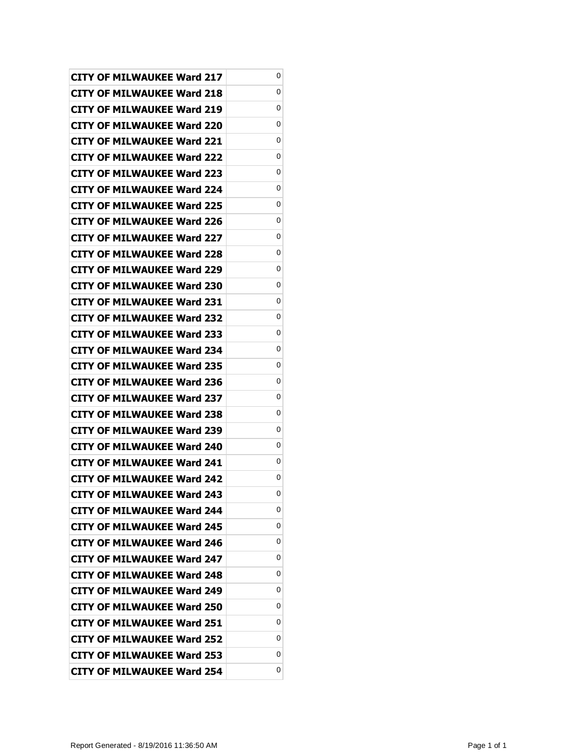| | |
|---|---|
| **CITY OF MILWAUKEE Ward 217** | 0 |
| **CITY OF MILWAUKEE Ward 218** | 0 |
| **CITY OF MILWAUKEE Ward 219** | 0 |
| **CITY OF MILWAUKEE Ward 220** | 0 |
| **CITY OF MILWAUKEE Ward 221** | 0 |
| **CITY OF MILWAUKEE Ward 222** | 0 |
| **CITY OF MILWAUKEE Ward 223** | 0 |
| **CITY OF MILWAUKEE Ward 224** | 0 |
| **CITY OF MILWAUKEE Ward 225** | 0 |
| **CITY OF MILWAUKEE Ward 226** | 0 |
| **CITY OF MILWAUKEE Ward 227** | 0 |
| **CITY OF MILWAUKEE Ward 228** | 0 |
| **CITY OF MILWAUKEE Ward 229** | 0 |
| **CITY OF MILWAUKEE Ward 230** | 0 |
| **CITY OF MILWAUKEE Ward 231** | 0 |
| **CITY OF MILWAUKEE Ward 232** | 0 |
| **CITY OF MILWAUKEE Ward 233** | 0 |
| **CITY OF MILWAUKEE Ward 234** | 0 |
| **CITY OF MILWAUKEE Ward 235** | 0 |
| **CITY OF MILWAUKEE Ward 236** | 0 |
| **CITY OF MILWAUKEE Ward 237** | 0 |
| **CITY OF MILWAUKEE Ward 238** | 0 |
| **CITY OF MILWAUKEE Ward 239** | 0 |
| **CITY OF MILWAUKEE Ward 240** | 0 |
| **CITY OF MILWAUKEE Ward 241** | 0 |
| **CITY OF MILWAUKEE Ward 242** | 0 |
| **CITY OF MILWAUKEE Ward 243** | 0 |
| **CITY OF MILWAUKEE Ward 244** | 0 |
| **CITY OF MILWAUKEE Ward 245** | 0 |
| **CITY OF MILWAUKEE Ward 246** | 0 |
| **CITY OF MILWAUKEE Ward 247** | 0 |
| **CITY OF MILWAUKEE Ward 248** | 0 |
| **CITY OF MILWAUKEE Ward 249** | 0 |
| **CITY OF MILWAUKEE Ward 250** | 0 |
| **CITY OF MILWAUKEE Ward 251** | 0 |
| **CITY OF MILWAUKEE Ward 252** | 0 |
| **CITY OF MILWAUKEE Ward 253** | 0 |
| **CITY OF MILWAUKEE Ward 254** | 0 |

Report Generated - 8/19/2016 11:36:50 AM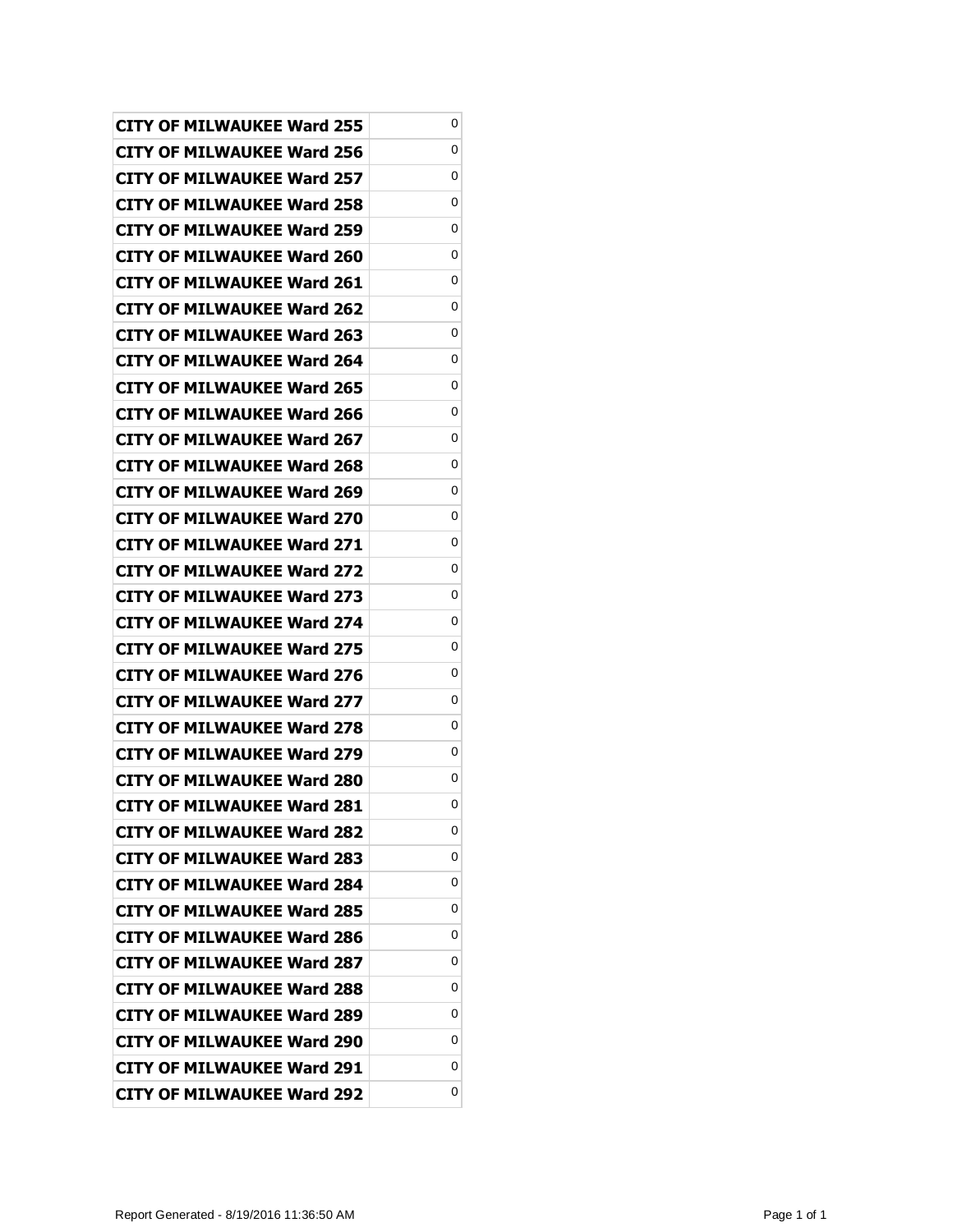| | |
|---|---|
| **CITY OF MILWAUKEE Ward 255** | 0 |
| **CITY OF MILWAUKEE Ward 256** | 0 |
| **CITY OF MILWAUKEE Ward 257** | 0 |
| **CITY OF MILWAUKEE Ward 258** | 0 |
| **CITY OF MILWAUKEE Ward 259** | 0 |
| **CITY OF MILWAUKEE Ward 260** | 0 |
| **CITY OF MILWAUKEE Ward 261** | 0 |
| **CITY OF MILWAUKEE Ward 262** | 0 |
| **CITY OF MILWAUKEE Ward 263** | 0 |
| **CITY OF MILWAUKEE Ward 264** | 0 |
| **CITY OF MILWAUKEE Ward 265** | 0 |
| **CITY OF MILWAUKEE Ward 266** | 0 |
| **CITY OF MILWAUKEE Ward 267** | 0 |
| **CITY OF MILWAUKEE Ward 268** | 0 |
| **CITY OF MILWAUKEE Ward 269** | 0 |
| **CITY OF MILWAUKEE Ward 270** | 0 |
| **CITY OF MILWAUKEE Ward 271** | 0 |
| **CITY OF MILWAUKEE Ward 272** | 0 |
| **CITY OF MILWAUKEE Ward 273** | 0 |
| **CITY OF MILWAUKEE Ward 274** | 0 |
| **CITY OF MILWAUKEE Ward 275** | 0 |
| **CITY OF MILWAUKEE Ward 276** | 0 |
| **CITY OF MILWAUKEE Ward 277** | 0 |
| **CITY OF MILWAUKEE Ward 278** | 0 |
| **CITY OF MILWAUKEE Ward 279** | 0 |
| **CITY OF MILWAUKEE Ward 280** | 0 |
| **CITY OF MILWAUKEE Ward 281** | 0 |
| **CITY OF MILWAUKEE Ward 282** | 0 |
| **CITY OF MILWAUKEE Ward 283** | 0 |
| **CITY OF MILWAUKEE Ward 284** | 0 |
| **CITY OF MILWAUKEE Ward 285** | 0 |
| **CITY OF MILWAUKEE Ward 286** | 0 |
| **CITY OF MILWAUKEE Ward 287** | 0 |
| **CITY OF MILWAUKEE Ward 288** | 0 |
| **CITY OF MILWAUKEE Ward 289** | 0 |
| **CITY OF MILWAUKEE Ward 290** | 0 |
| **CITY OF MILWAUKEE Ward 291** | 0 |
| **CITY OF MILWAUKEE Ward 292** | 0 |

Report Generated - 8/19/2016 11:36:50 AM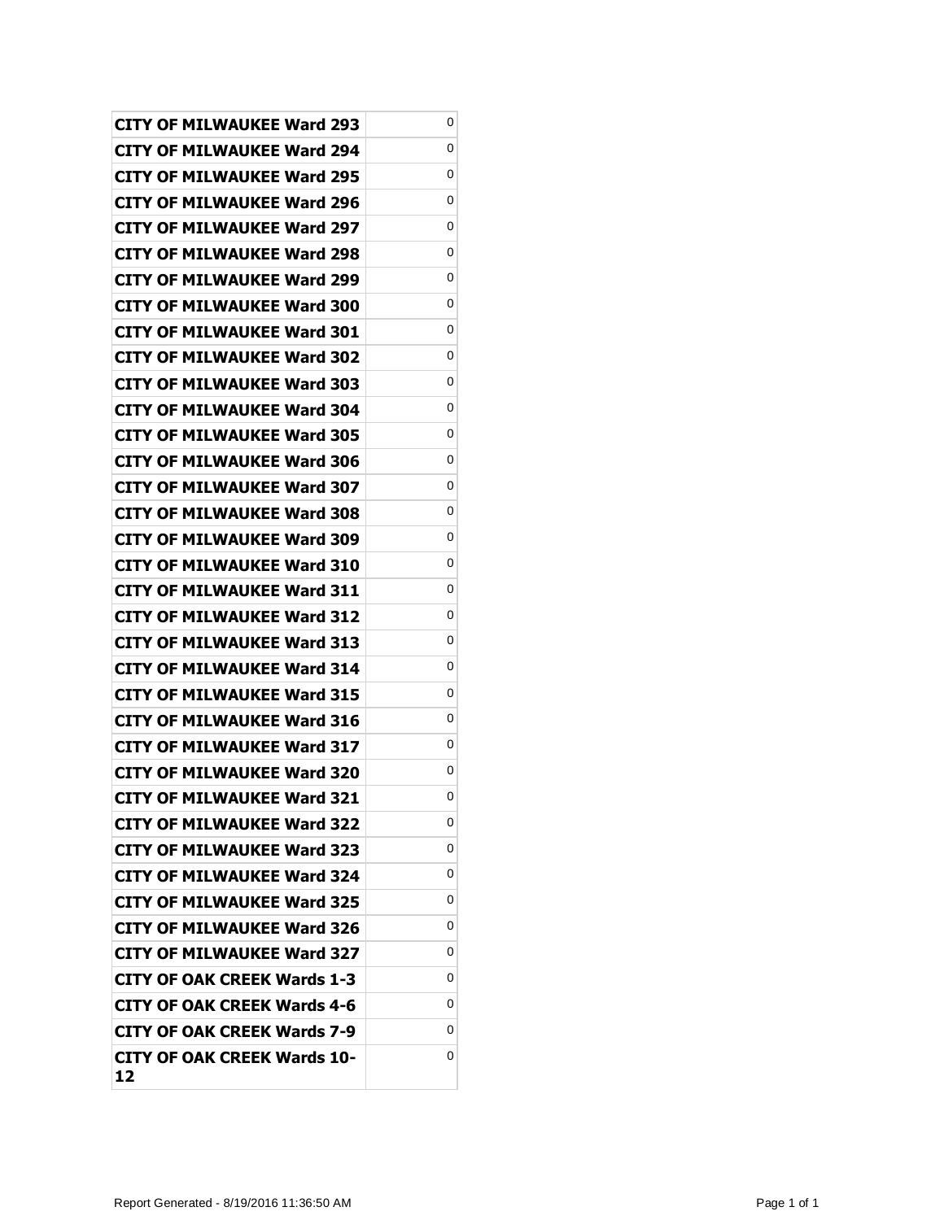| | |
|---|---|
| **CITY OF MILWAUKEE Ward 293** | 0 |
| **CITY OF MILWAUKEE Ward 294** | 0 |
| **CITY OF MILWAUKEE Ward 295** | 0 |
| **CITY OF MILWAUKEE Ward 296** | 0 |
| **CITY OF MILWAUKEE Ward 297** | 0 |
| **CITY OF MILWAUKEE Ward 298** | 0 |
| **CITY OF MILWAUKEE Ward 299** | 0 |
| **CITY OF MILWAUKEE Ward 300** | 0 |
| **CITY OF MILWAUKEE Ward 301** | 0 |
| **CITY OF MILWAUKEE Ward 302** | 0 |
| **CITY OF MILWAUKEE Ward 303** | 0 |
| **CITY OF MILWAUKEE Ward 304** | 0 |
| **CITY OF MILWAUKEE Ward 305** | 0 |
| **CITY OF MILWAUKEE Ward 306** | 0 |
| **CITY OF MILWAUKEE Ward 307** | 0 |
| **CITY OF MILWAUKEE Ward 308** | 0 |
| **CITY OF MILWAUKEE Ward 309** | 0 |
| **CITY OF MILWAUKEE Ward 310** | 0 |
| **CITY OF MILWAUKEE Ward 311** | 0 |
| **CITY OF MILWAUKEE Ward 312** | 0 |
| **CITY OF MILWAUKEE Ward 313** | 0 |
| **CITY OF MILWAUKEE Ward 314** | 0 |
| **CITY OF MILWAUKEE Ward 315** | 0 |
| **CITY OF MILWAUKEE Ward 316** | 0 |
| **CITY OF MILWAUKEE Ward 317** | 0 |
| **CITY OF MILWAUKEE Ward 320** | 0 |
| **CITY OF MILWAUKEE Ward 321** | 0 |
| **CITY OF MILWAUKEE Ward 322** | 0 |
| **CITY OF MILWAUKEE Ward 323** | 0 |
| **CITY OF MILWAUKEE Ward 324** | 0 |
| **CITY OF MILWAUKEE Ward 325** | 0 |
| **CITY OF MILWAUKEE Ward 326** | 0 |
| **CITY OF MILWAUKEE Ward 327** | 0 |
| **CITY OF OAK CREEK Wards 1-3** | 0 |
| **CITY OF OAK CREEK Wards 4-6** | 0 |
| **CITY OF OAK CREEK Wards 7-9** | 0 |
| **CITY OF OAK CREEK Wards 10-12** | 0 |

Report Generated - 8/19/2016 11:36:50 AM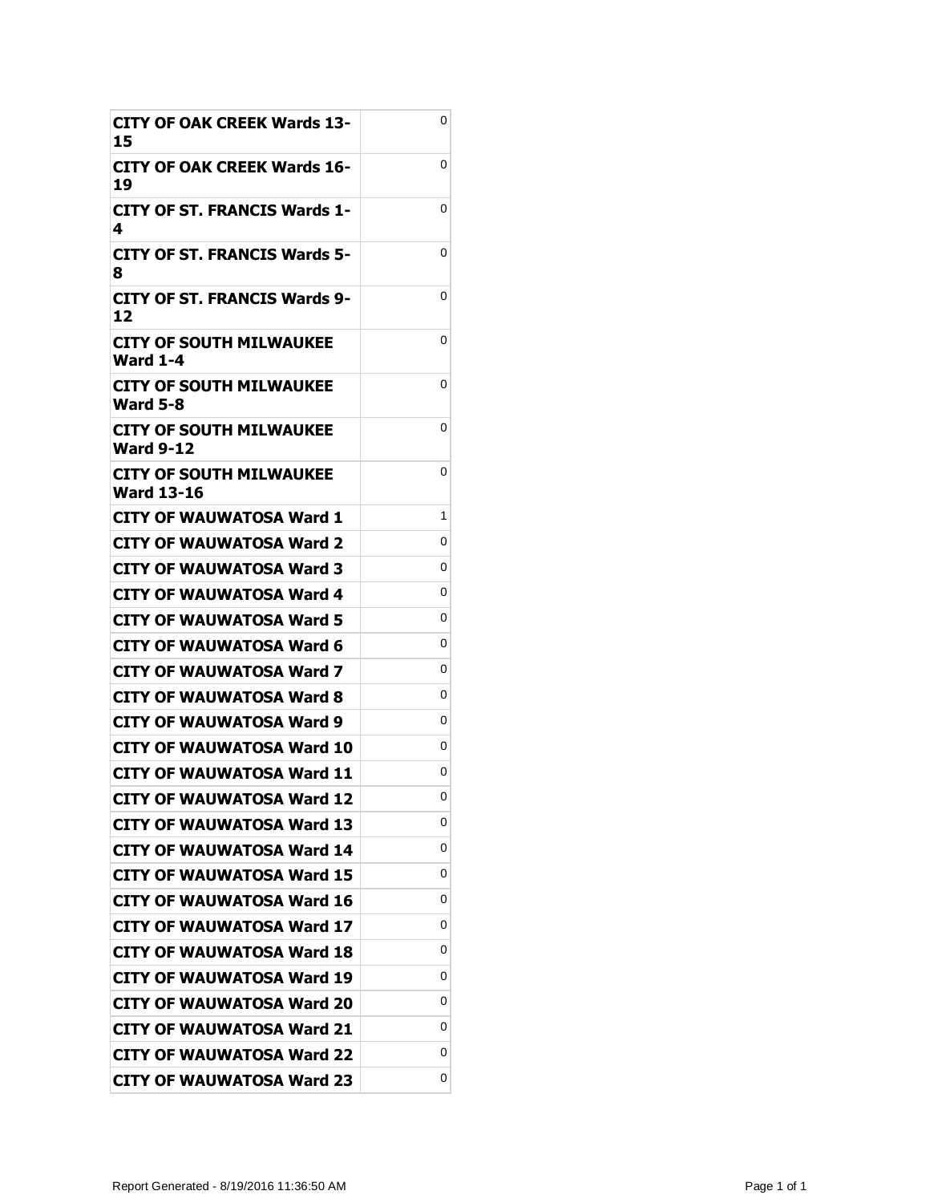| | |
|---|---|
| **CITY OF OAK CREEK Wards 13-15** | 0 |
| **CITY OF OAK CREEK Wards 16-19** | 0 |
| **CITY OF ST. FRANCIS Wards 1-4** | 0 |
| **CITY OF ST. FRANCIS Wards 5-8** | 0 |
| **CITY OF ST. FRANCIS Wards 9-12** | 0 |
| **CITY OF SOUTH MILWAUKEE Ward 1-4** | 0 |
| **CITY OF SOUTH MILWAUKEE Ward 5-8** | 0 |
| **CITY OF SOUTH MILWAUKEE Ward 9-12** | 0 |
| **CITY OF SOUTH MILWAUKEE Ward 13-16** | 0 |
| **CITY OF WAUWATOSA Ward 1** | 1 |
| **CITY OF WAUWATOSA Ward 2** | 0 |
| **CITY OF WAUWATOSA Ward 3** | 0 |
| **CITY OF WAUWATOSA Ward 4** | 0 |
| **CITY OF WAUWATOSA Ward 5** | 0 |
| **CITY OF WAUWATOSA Ward 6** | 0 |
| **CITY OF WAUWATOSA Ward 7** | 0 |
| **CITY OF WAUWATOSA Ward 8** | 0 |
| **CITY OF WAUWATOSA Ward 9** | 0 |
| **CITY OF WAUWATOSA Ward 10** | 0 |
| **CITY OF WAUWATOSA Ward 11** | 0 |
| **CITY OF WAUWATOSA Ward 12** | 0 |
| **CITY OF WAUWATOSA Ward 13** | 0 |
| **CITY OF WAUWATOSA Ward 14** | 0 |
| **CITY OF WAUWATOSA Ward 15** | 0 |
| **CITY OF WAUWATOSA Ward 16** | 0 |
| **CITY OF WAUWATOSA Ward 17** | 0 |
| **CITY OF WAUWATOSA Ward 18** | 0 |
| **CITY OF WAUWATOSA Ward 19** | 0 |
| **CITY OF WAUWATOSA Ward 20** | 0 |
| **CITY OF WAUWATOSA Ward 21** | 0 |
| **CITY OF WAUWATOSA Ward 22** | 0 |
| **CITY OF WAUWATOSA Ward 23** | 0 |

Report Generated - 8/19/2016 11:36:50 AM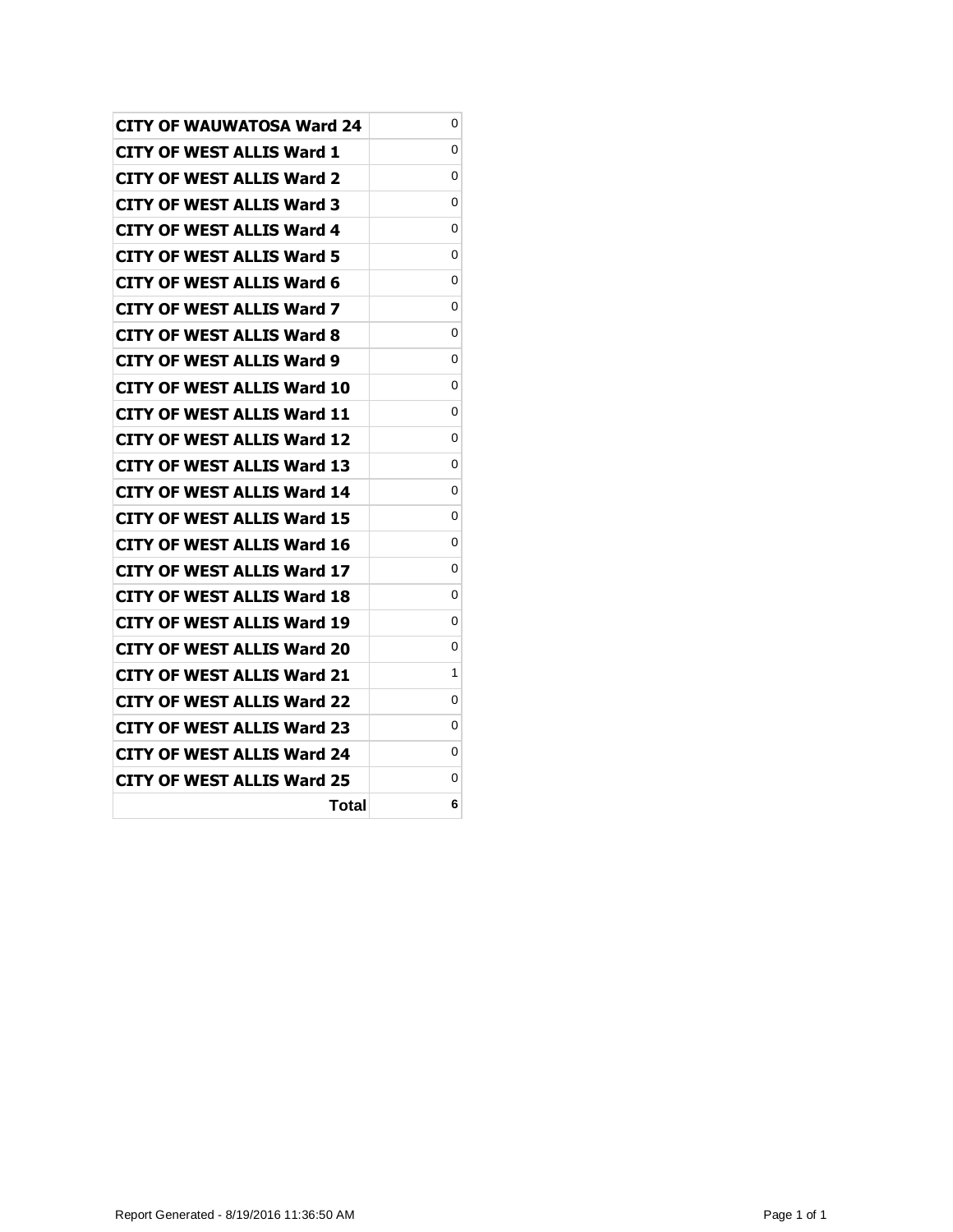| | |
|---|---|
| **CITY OF WAUWATOSA Ward 24** | 0 |
| **CITY OF WEST ALLIS Ward 1** | 0 |
| **CITY OF WEST ALLIS Ward 2** | 0 |
| **CITY OF WEST ALLIS Ward 3** | 0 |
| **CITY OF WEST ALLIS Ward 4** | 0 |
| **CITY OF WEST ALLIS Ward 5** | 0 |
| **CITY OF WEST ALLIS Ward 6** | 0 |
| **CITY OF WEST ALLIS Ward 7** | 0 |
| **CITY OF WEST ALLIS Ward 8** | 0 |
| **CITY OF WEST ALLIS Ward 9** | 0 |
| **CITY OF WEST ALLIS Ward 10** | 0 |
| **CITY OF WEST ALLIS Ward 11** | 0 |
| **CITY OF WEST ALLIS Ward 12** | 0 |
| **CITY OF WEST ALLIS Ward 13** | 0 |
| **CITY OF WEST ALLIS Ward 14** | 0 |
| **CITY OF WEST ALLIS Ward 15** | 0 |
| **CITY OF WEST ALLIS Ward 16** | 0 |
| **CITY OF WEST ALLIS Ward 17** | 0 |
| **CITY OF WEST ALLIS Ward 18** | 0 |
| **CITY OF WEST ALLIS Ward 19** | 0 |
| **CITY OF WEST ALLIS Ward 20** | 0 |
| **CITY OF WEST ALLIS Ward 21** | 1 |
| **CITY OF WEST ALLIS Ward 22** | 0 |
| **CITY OF WEST ALLIS Ward 23** | 0 |
| **CITY OF WEST ALLIS Ward 24** | 0 |
| **CITY OF WEST ALLIS Ward 25** | 0 |
| **Total** | **6** |

Report Generated - 8/19/2016 11:36:50 AM